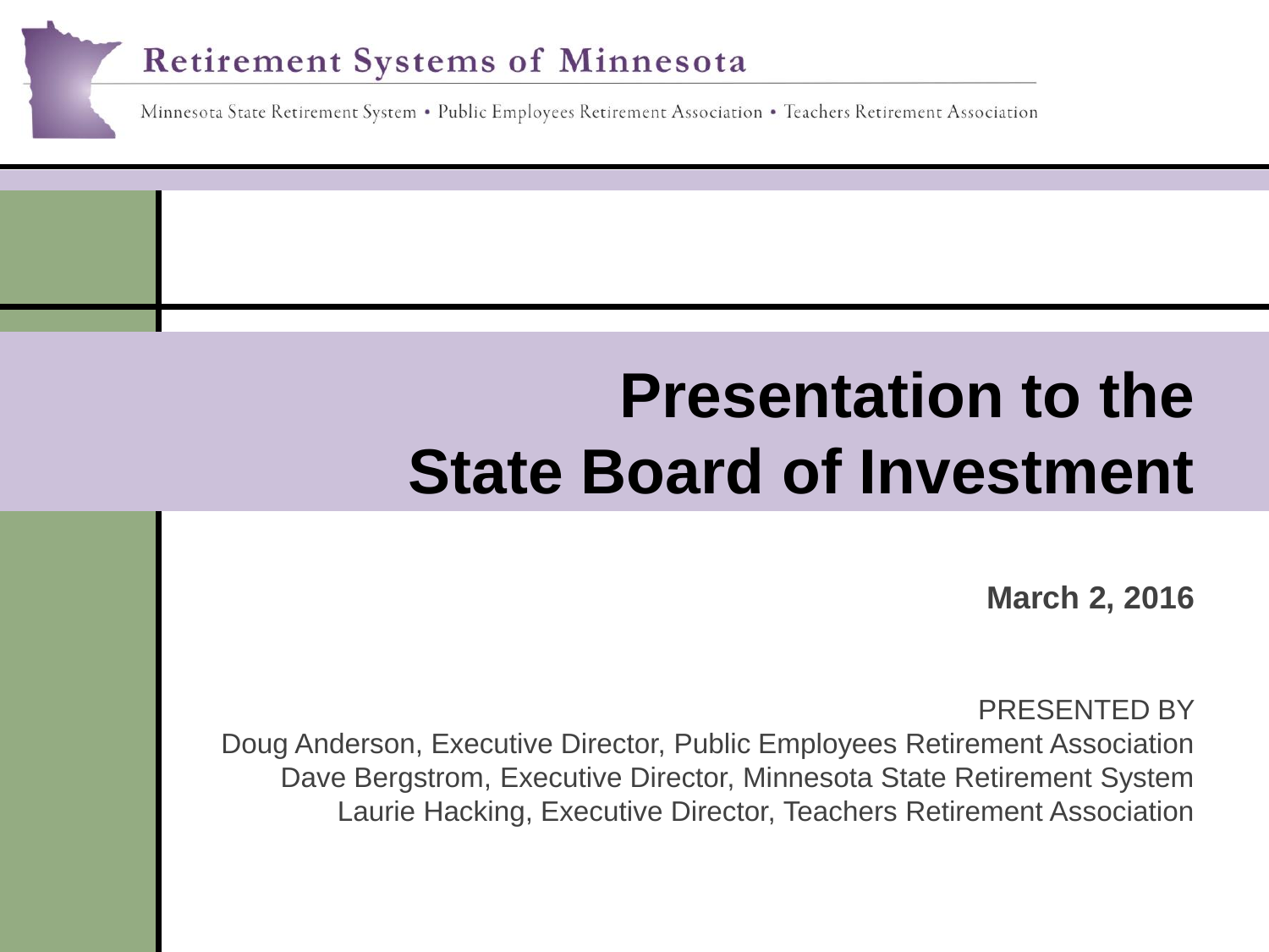Retirement Systems of Minnesota

Minnesota State Retirement System • Public Employees Retirement Association • Teachers Retirement Association

# Presentation to the State Board of Investment

**March 2, 2016**

PRESENTED BY

Doug Anderson, Executive Director, Public Employees Retirement Association

Dave Bergstrom, Executive Director, Minnesota State Retirement System

Laurie Hacking, Executive Director, Teachers Retirement Association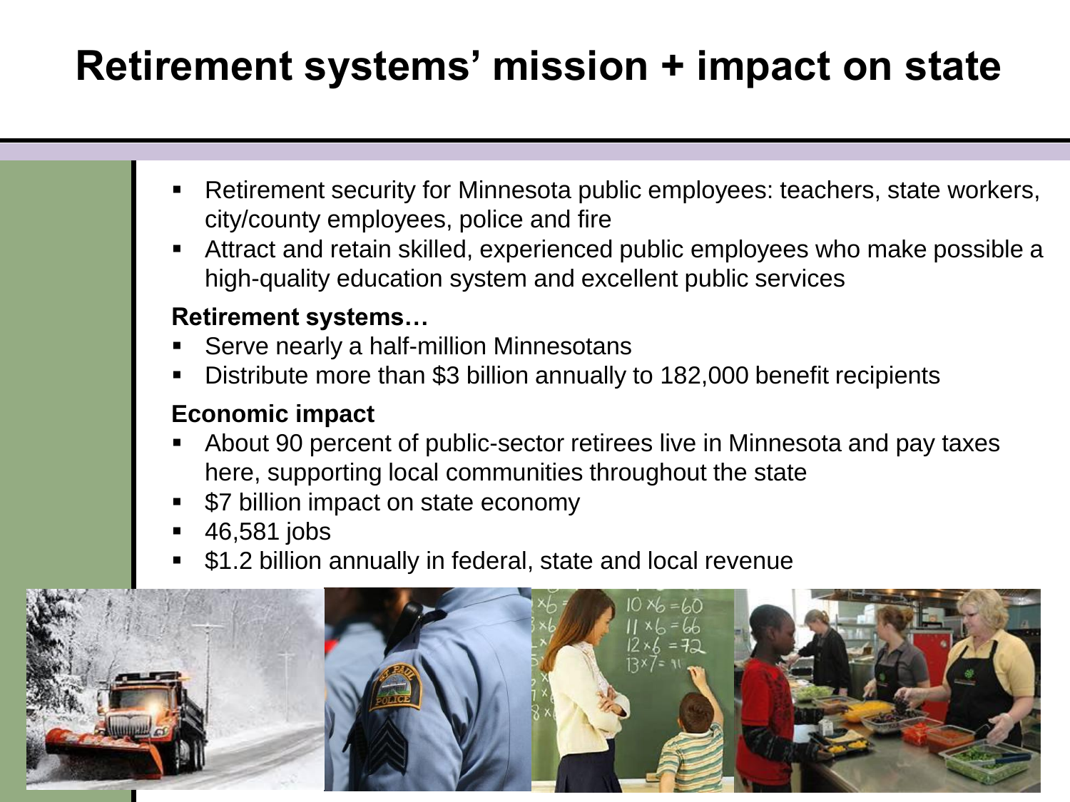# Retirement systems' mission + impact on state

- Retirement security for Minnesota public employees: teachers, state workers, city/county employees, police and fire
- Attract and retain skilled, experienced public employees who make possible a high-quality education system and excellent public services

**Retirement systems…**

- Serve nearly a half-million Minnesotans
- Distribute more than $3 billion annually to 182,000 benefit recipients

**Economic impact**

- About 90 percent of public-sector retirees live in Minnesota and pay taxes here, supporting local communities throughout the state
- $7 billion impact on state economy
- 46,581 jobs
- $1.2 billion annually in federal, state and local revenue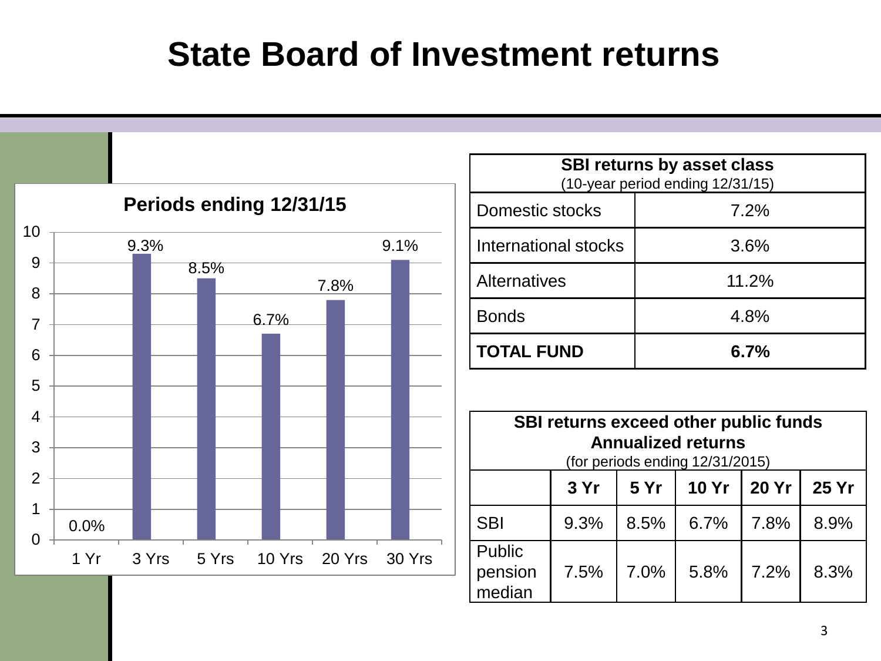# State Board of Investment returns

**Periods ending 12/31/15**

| Period | Return |
|---|---|
| 1 Yr | 0.0% |
| 3 Yrs | 9.3% |
| 5 Yrs | 8.5% |
| 10 Yrs | 6.7% |
| 20 Yrs | 7.8% |
| 30 Yrs | 9.1% |

| **SBI returns by asset class** (10-year period ending 12/31/15) | |
|---|---|
| Domestic stocks | 7.2% |
| International stocks | 3.6% |
| Alternatives | 11.2% |
| Bonds | 4.8% |
| **TOTAL FUND** | **6.7%** |

**SBI returns exceed other public funds**
**Annualized returns**
(for periods ending 12/31/2015)

| | **3 Yr** | **5 Yr** | **10 Yr** | **20 Yr** | **25 Yr** |
|---|---|---|---|---|---|
| SBI | 9.3% | 8.5% | 6.7% | 7.8% | 8.9% |
| Public pension median | 7.5% | 7.0% | 5.8% | 7.2% | 8.3% |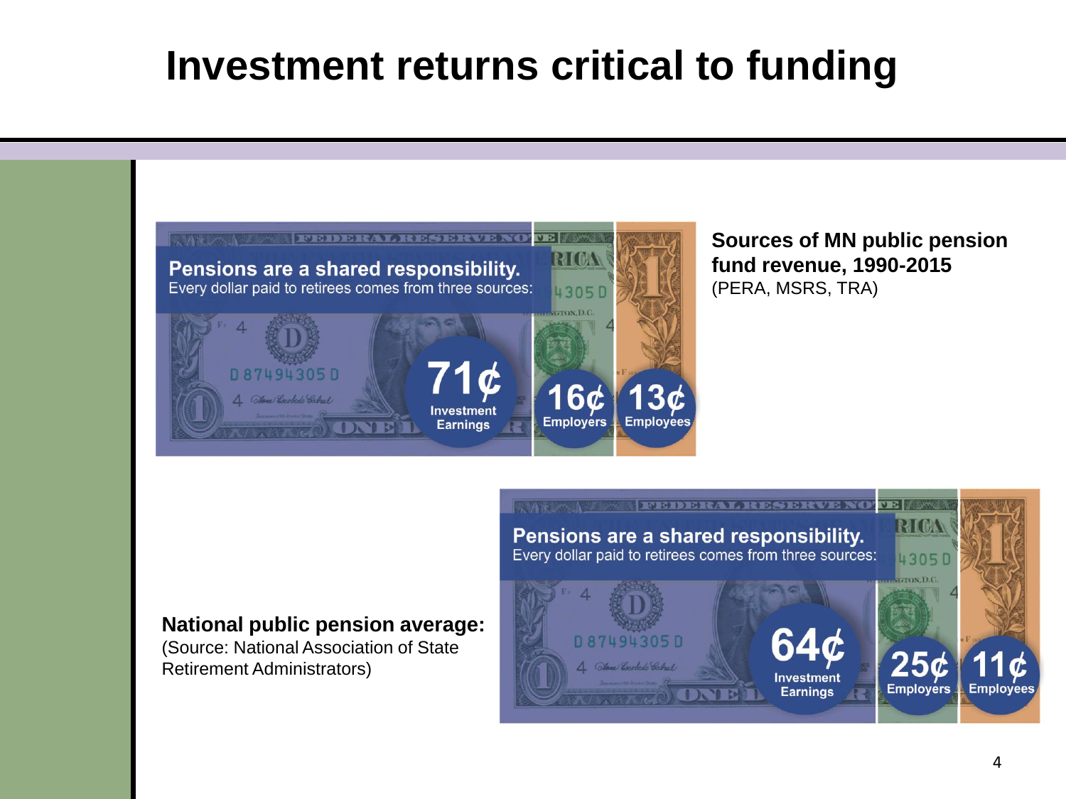# Investment returns critical to funding

**Pensions are a shared responsibility.**
Every dollar paid to retirees comes from three sources:

**71¢** Investment Earnings
**16¢** Employers
**13¢** Employees

**Sources of MN public pension fund revenue, 1990-2015**
(PERA, MSRS, TRA)

**Pensions are a shared responsibility.**
Every dollar paid to retirees comes from three sources:

**64¢** Investment Earnings
**25¢** Employers
**11¢** Employees

**National public pension average:**
(Source: National Association of State Retirement Administrators)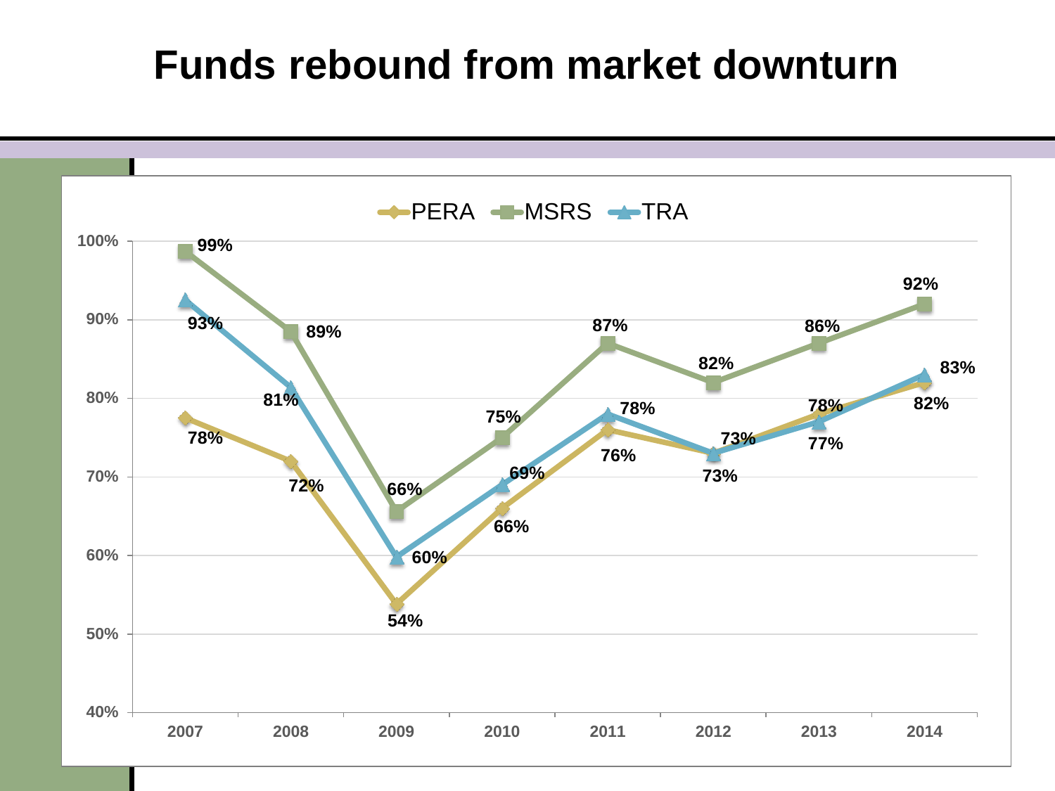# Funds rebound from market downturn

| | 2007 | 2008 | 2009 | 2010 | 2011 | 2012 | 2013 | 2014 |
|---|---|---|---|---|---|---|---|---|
| PERA | 78% | 72% | 54% | 66% | 76% | 73% | 78% | 82% |
| MSRS | 99% | 89% | 66% | 75% | 87% | 82% | 86% | 92% |
| TRA | 93% | 81% | 60% | 69% | 78% | 73% | 77% | 83% |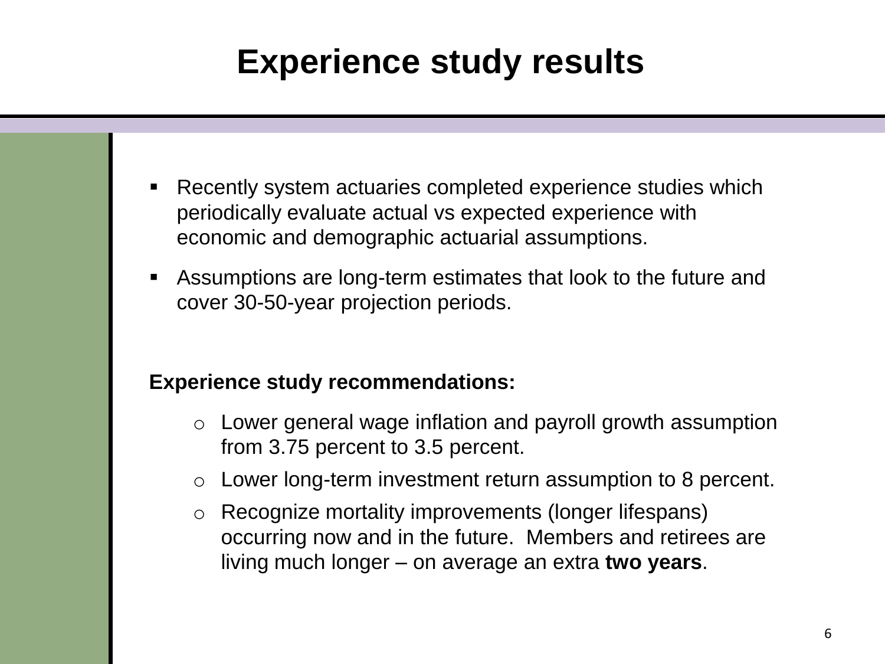# Experience study results

- Recently system actuaries completed experience studies which periodically evaluate actual vs expected experience with economic and demographic actuarial assumptions.
- Assumptions are long-term estimates that look to the future and cover 30-50-year projection periods.

**Experience study recommendations:**

- Lower general wage inflation and payroll growth assumption from 3.75 percent to 3.5 percent.
- Lower long-term investment return assumption to 8 percent.
- Recognize mortality improvements (longer lifespans) occurring now and in the future. Members and retirees are living much longer – on average an extra **two years**.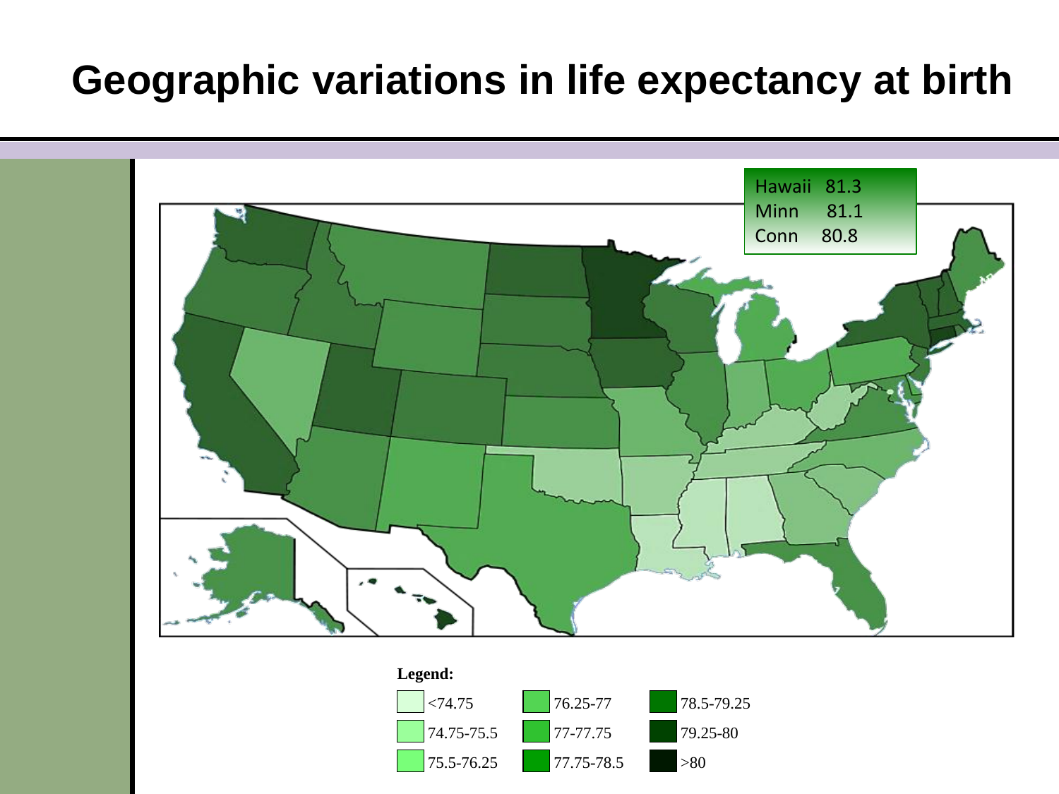# Geographic variations in life expectancy at birth

| State | Life expectancy |
| --- | --- |
| Hawaii | 81.3 |
| Minn | 81.1 |
| Conn | 80.8 |

**Legend:**

| | | |
| --- | --- | --- |
| <74.75 | 76.25-77 | 78.5-79.25 |
| 74.75-75.5 | 77-77.75 | 79.25-80 |
| 75.5-76.25 | 77.75-78.5 | >80 |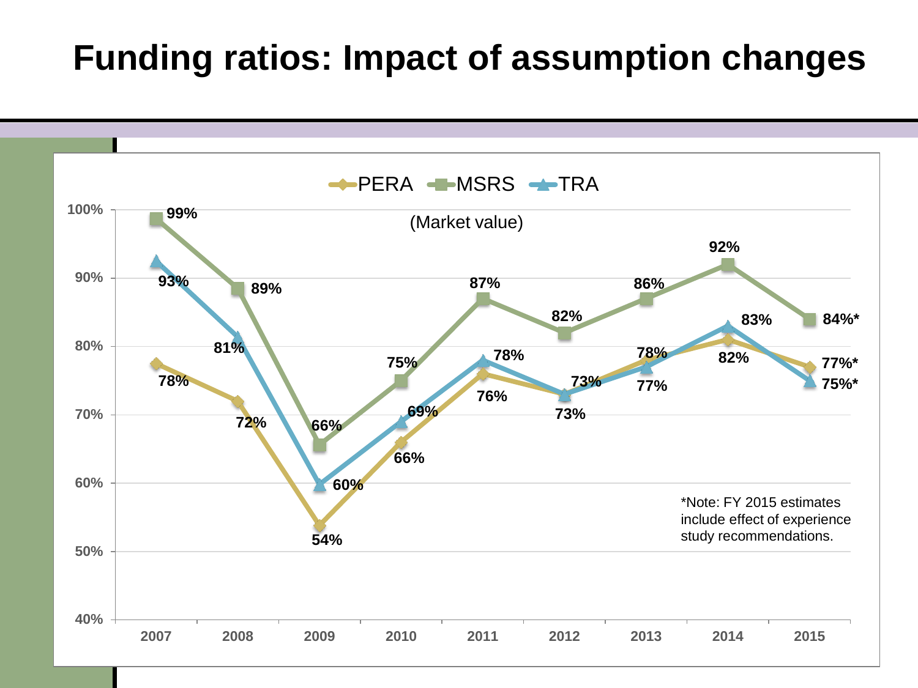# Funding ratios: Impact of assumption changes

(Market value)

| Year | PERA | MSRS | TRA |
|---|---|---|---|
| 2007 | 78% | 99% | 93% |
| 2008 | 72% | 89% | 81% |
| 2009 | 54% | 66% | 60% |
| 2010 | 66% | 75% | 69% |
| 2011 | 76% | 87% | 78% |
| 2012 | 73% | 82% | 73% |
| 2013 | 78% | 86% | 77% |
| 2014 | 82% | 92% | 83% |
| 2015 | 77%* | 84%* | 75%* |

*Note: FY 2015 estimates include effect of experience study recommendations.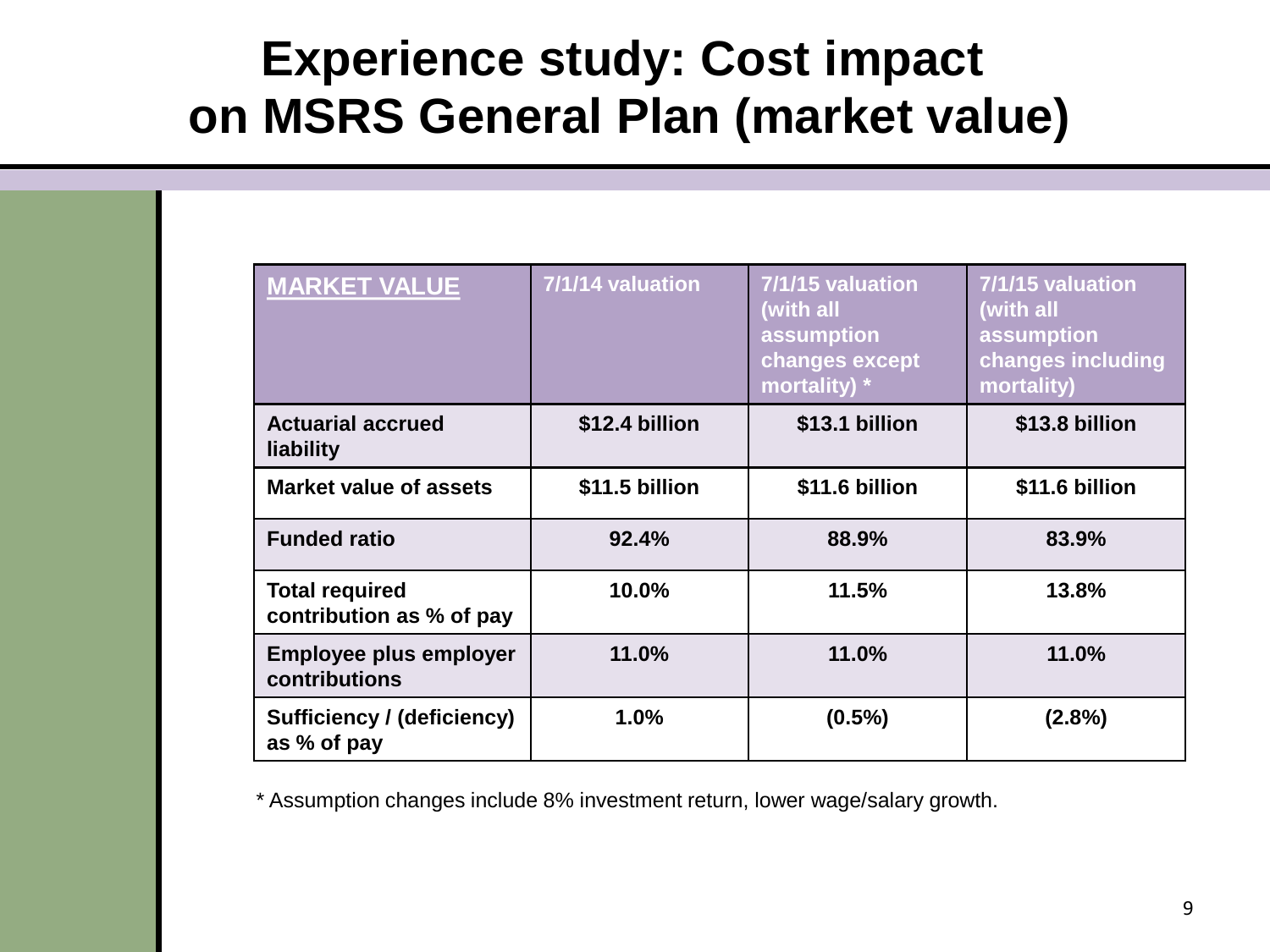# Experience study: Cost impact on MSRS General Plan (market value)

| MARKET VALUE | 7/1/14 valuation | 7/1/15 valuation (with all assumption changes except mortality) * | 7/1/15 valuation (with all assumption changes including mortality) |
|---|---|---|---|
| Actuarial accrued liability | $12.4 billion | $13.1 billion | $13.8 billion |
| Market value of assets | $11.5 billion | $11.6 billion | $11.6 billion |
| Funded ratio | 92.4% | 88.9% | 83.9% |
| Total required contribution as % of pay | 10.0% | 11.5% | 13.8% |
| Employee plus employer contributions | 11.0% | 11.0% | 11.0% |
| Sufficiency / (deficiency) as % of pay | 1.0% | (0.5%) | (2.8%) |

* Assumption changes include 8% investment return, lower wage/salary growth.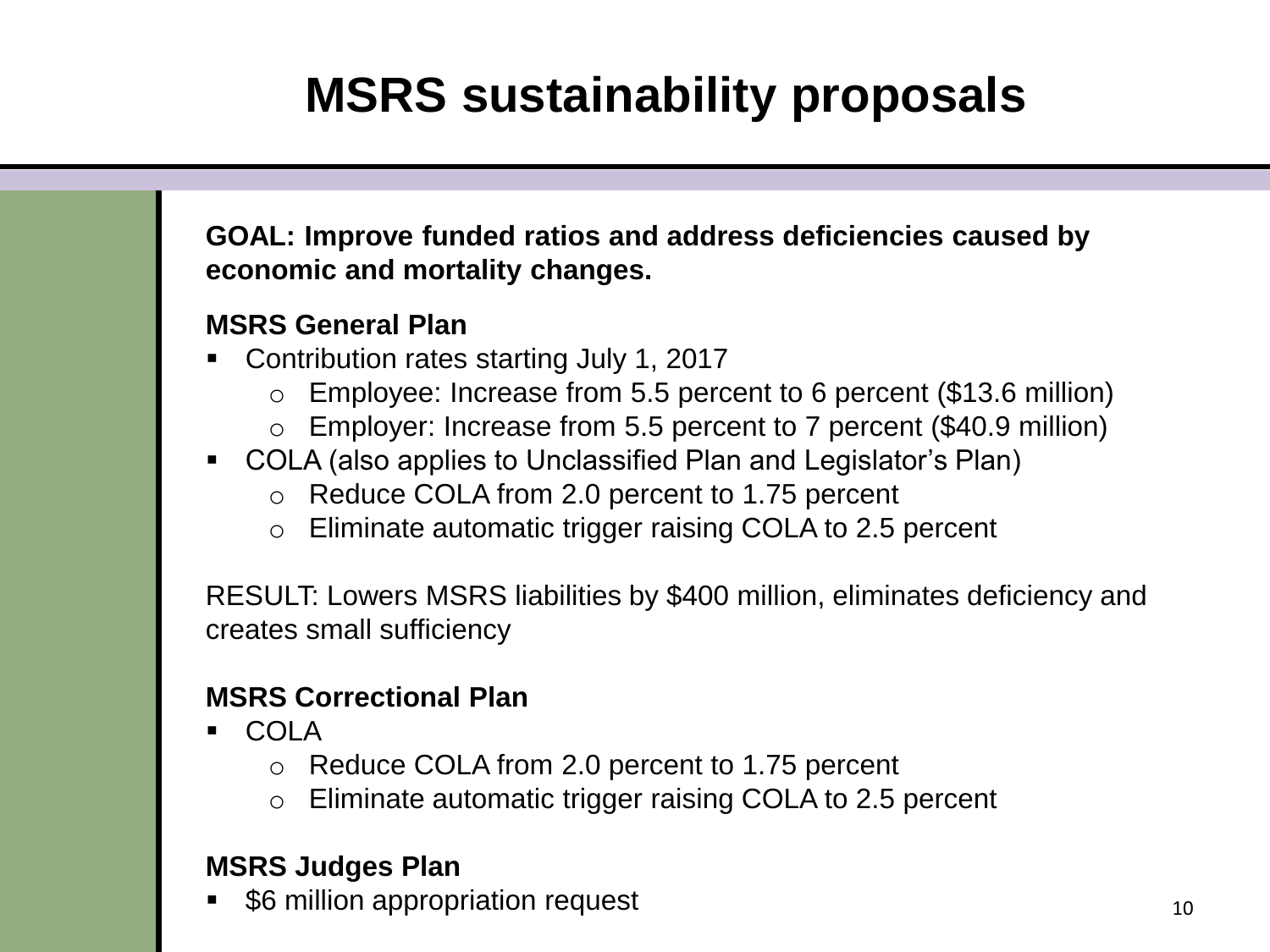# MSRS sustainability proposals

**GOAL: Improve funded ratios and address deficiencies caused by economic and mortality changes.**

**MSRS General Plan**

- Contribution rates starting July 1, 2017
  - Employee: Increase from 5.5 percent to 6 percent ($13.6 million)
  - Employer: Increase from 5.5 percent to 7 percent ($40.9 million)
- COLA (also applies to Unclassified Plan and Legislator's Plan)
  - Reduce COLA from 2.0 percent to 1.75 percent
  - Eliminate automatic trigger raising COLA to 2.5 percent

RESULT: Lowers MSRS liabilities by $400 million, eliminates deficiency and creates small sufficiency

**MSRS Correctional Plan**

- COLA
  - Reduce COLA from 2.0 percent to 1.75 percent
  - Eliminate automatic trigger raising COLA to 2.5 percent

**MSRS Judges Plan**

- $6 million appropriation request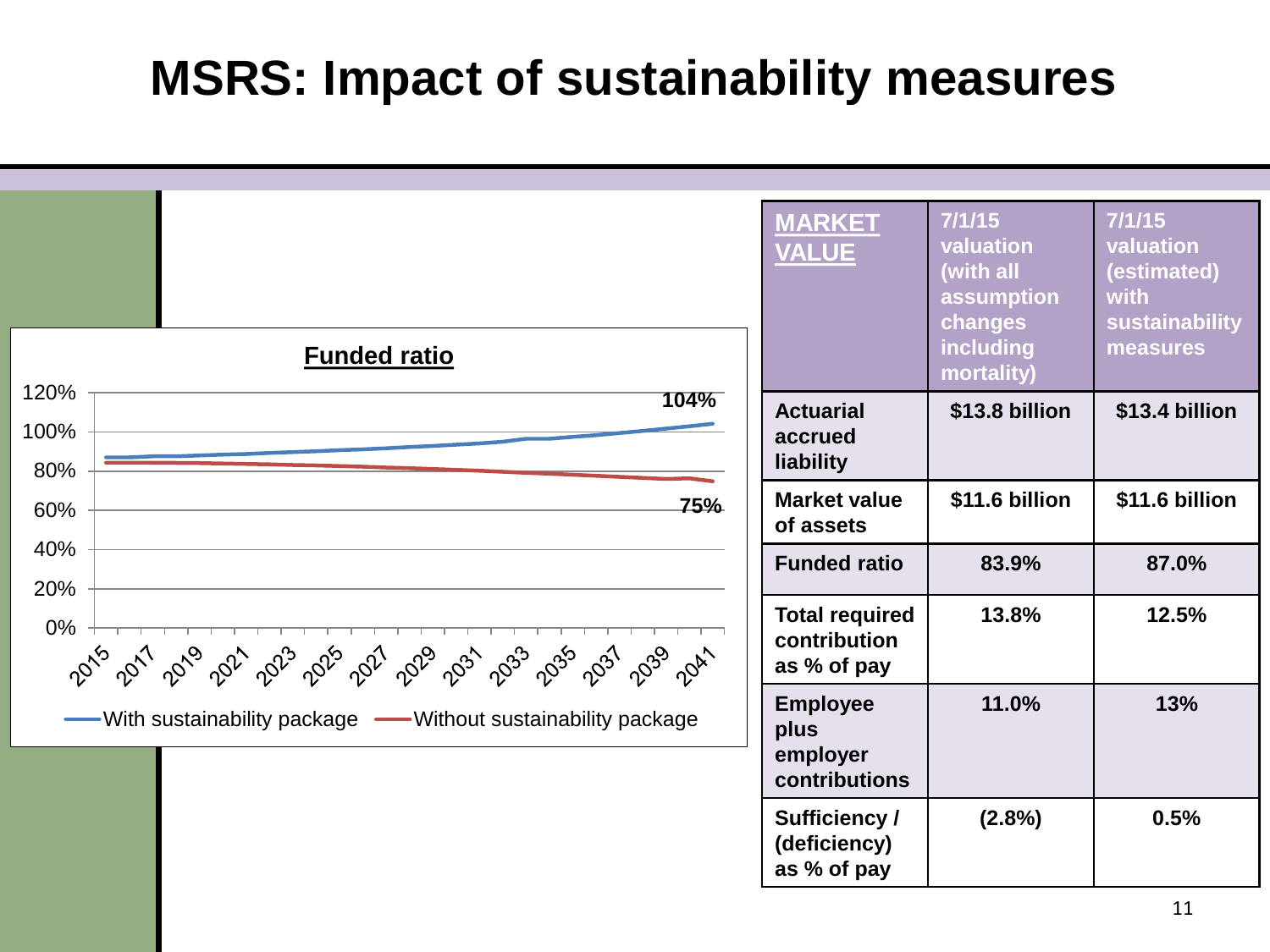# MSRS: Impact of sustainability measures

**Funded ratio**

- With sustainability package: rises to 104% by 2041
- Without sustainability package: declines to 75% by 2041

| MARKET VALUE | 7/1/15 valuation (with all assumption changes including mortality) | 7/1/15 valuation (estimated) with sustainability measures |
|---|---|---|
| Actuarial accrued liability | $13.8 billion | $13.4 billion |
| Market value of assets | $11.6 billion | $11.6 billion |
| Funded ratio | 83.9% | 87.0% |
| Total required contribution as % of pay | 13.8% | 12.5% |
| Employee plus employer contributions | 11.0% | 13% |
| Sufficiency / (deficiency) as % of pay | (2.8%) | 0.5% |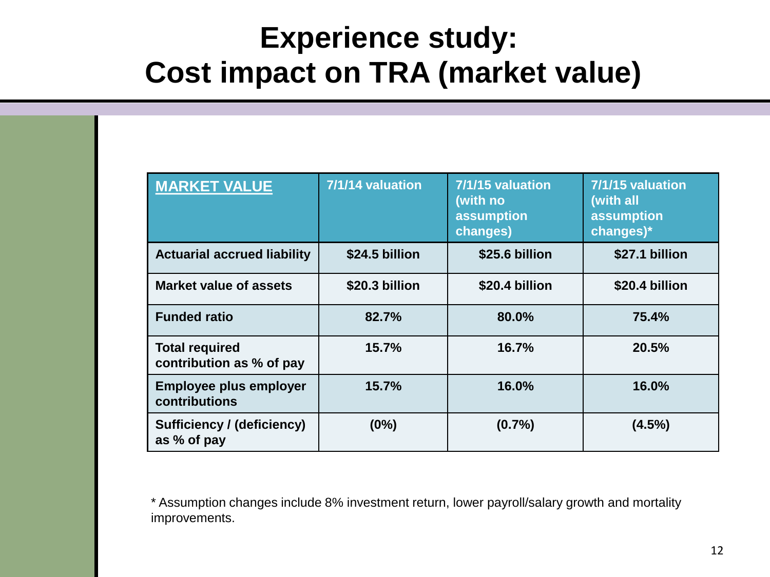# Experience study: Cost impact on TRA (market value)

| MARKET VALUE | 7/1/14 valuation | 7/1/15 valuation (with no assumption changes) | 7/1/15 valuation (with all assumption changes)* |
|---|---|---|---|
| **Actuarial accrued liability** | **$24.5 billion** | **$25.6 billion** | **$27.1 billion** |
| **Market value of assets** | **$20.3 billion** | **$20.4 billion** | **$20.4 billion** |
| **Funded ratio** | **82.7%** | **80.0%** | **75.4%** |
| **Total required contribution as % of pay** | **15.7%** | **16.7%** | **20.5%** |
| **Employee plus employer contributions** | **15.7%** | **16.0%** | **16.0%** |
| **Sufficiency / (deficiency) as % of pay** | **(0%)** | **(0.7%)** | **(4.5%)** |

* Assumption changes include 8% investment return, lower payroll/salary growth and mortality improvements.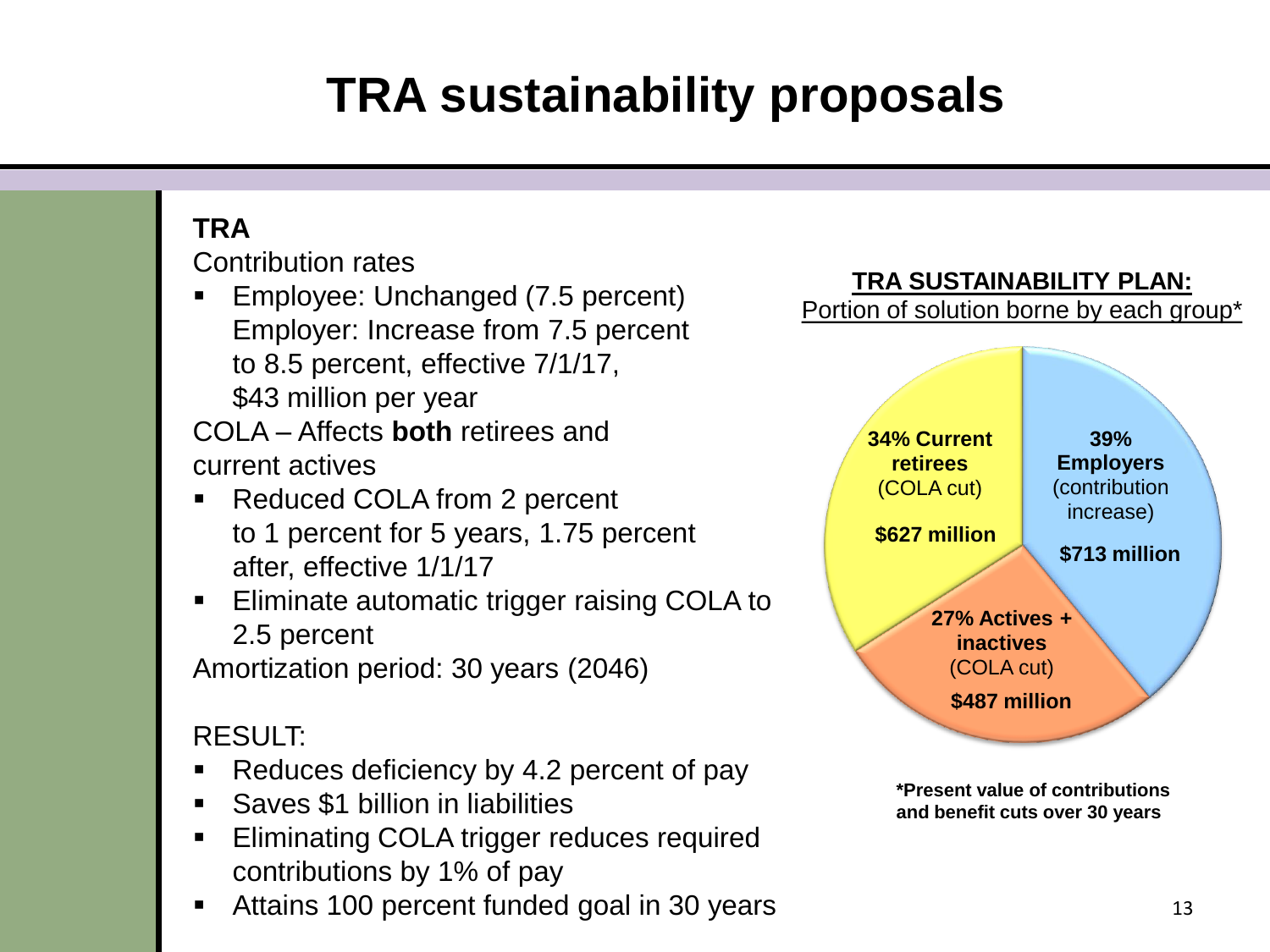# TRA sustainability proposals

**TRA**

Contribution rates

- Employee: Unchanged (7.5 percent)
  Employer: Increase from 7.5 percent to 8.5 percent, effective 7/1/17, $43 million per year

COLA – Affects **both** retirees and current actives

- Reduced COLA from 2 percent to 1 percent for 5 years, 1.75 percent after, effective 1/1/17
- Eliminate automatic trigger raising COLA to 2.5 percent

Amortization period: 30 years (2046)

RESULT:

- Reduces deficiency by 4.2 percent of pay
- Saves $1 billion in liabilities
- Eliminating COLA trigger reduces required contributions by 1% of pay
- Attains 100 percent funded goal in 30 years

**TRA SUSTAINABILITY PLAN:**
Portion of solution borne by each group*

| Group | Share | Present value |
|---|---|---|
| **Employers** (contribution increase) | **39%** | **$713 million** |
| **Current retirees** (COLA cut) | **34%** | **$627 million** |
| **Actives + inactives** (COLA cut) | **27%** | **$487 million** |

***Present value of contributions and benefit cuts over 30 years**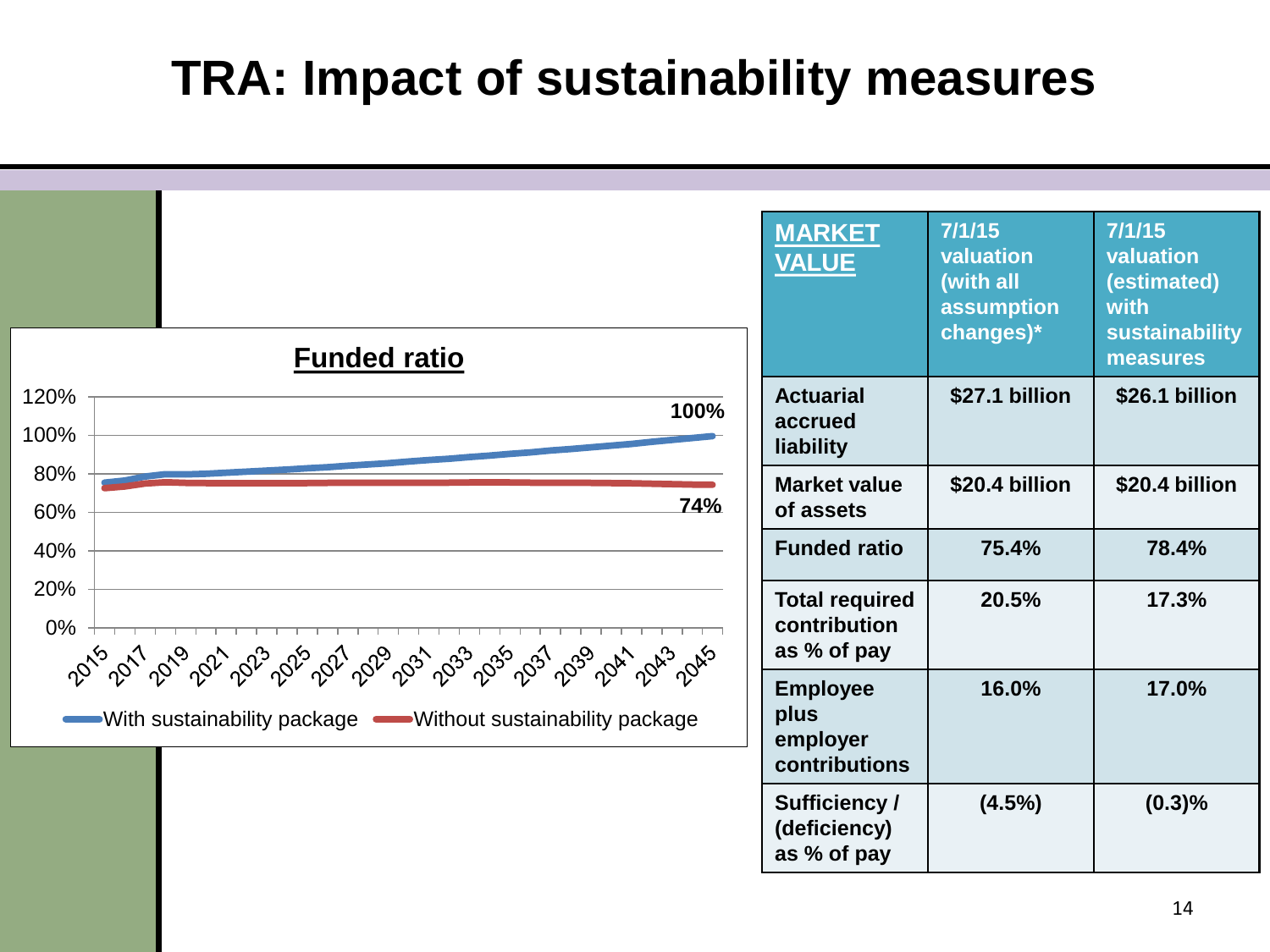# TRA: Impact of sustainability measures

**Funded ratio**

120%
100%
80%
60%
40%
20%
0%

100%

74%

2015 2017 2019 2021 2023 2025 2027 2029 2031 2033 2035 2037 2039 2041 2043 2045

With sustainability package   Without sustainability package

| MARKET VALUE | 7/1/15 valuation (with all assumption changes)* | 7/1/15 valuation (estimated) with sustainability measures |
|---|---|---|
| Actuarial accrued liability | $27.1 billion | $26.1 billion |
| Market value of assets | $20.4 billion | $20.4 billion |
| Funded ratio | 75.4% | 78.4% |
| Total required contribution as % of pay | 20.5% | 17.3% |
| Employee plus employer contributions | 16.0% | 17.0% |
| Sufficiency / (deficiency) as % of pay | (4.5%) | (0.3)% |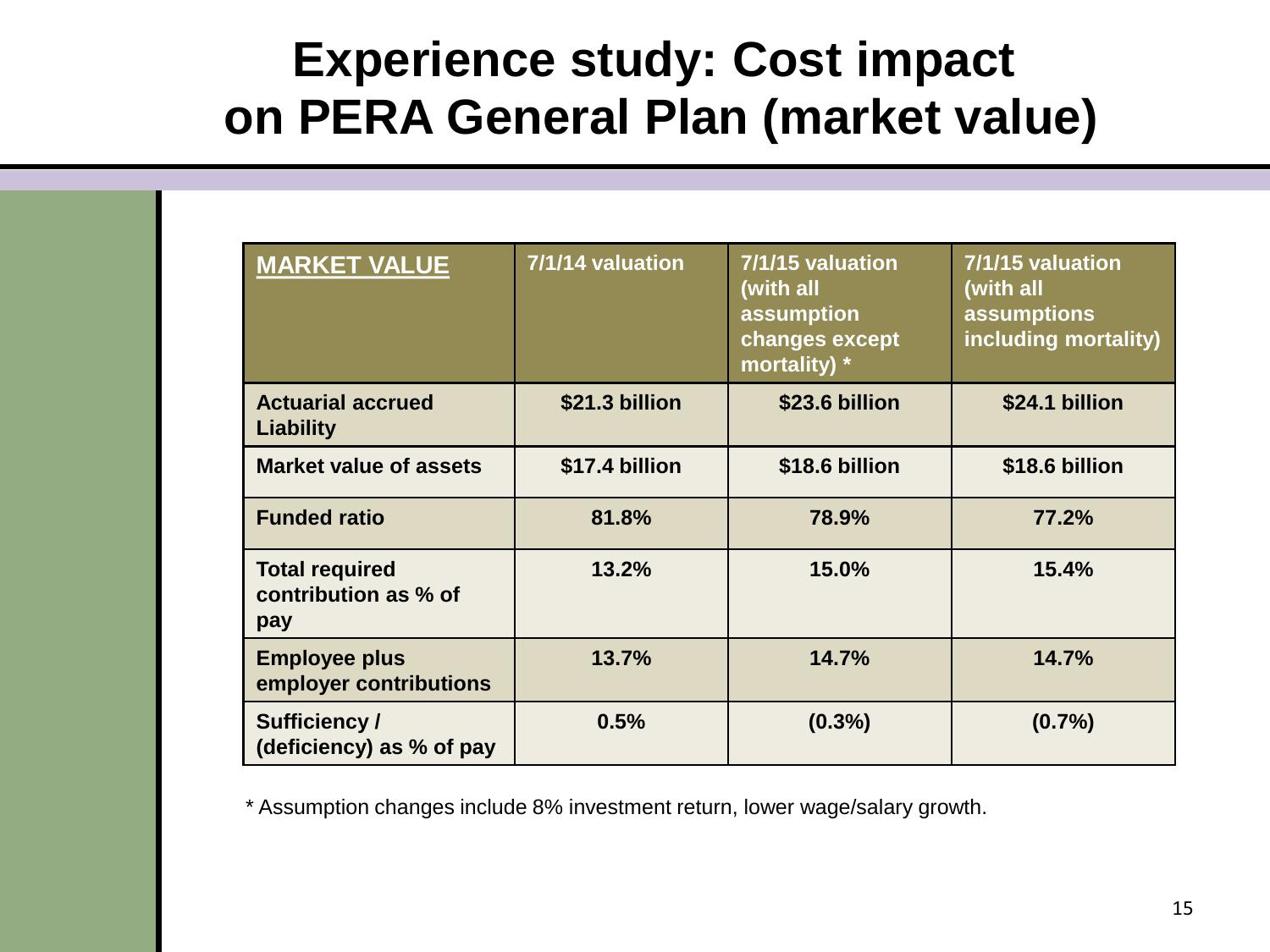# Experience study: Cost impact on PERA General Plan (market value)

| MARKET VALUE | 7/1/14 valuation | 7/1/15 valuation (with all assumption changes except mortality) * | 7/1/15 valuation (with all assumptions including mortality) |
|---|---|---|---|
| Actuarial accrued Liability | $21.3 billion | $23.6 billion | $24.1 billion |
| Market value of assets | $17.4 billion | $18.6 billion | $18.6 billion |
| Funded ratio | 81.8% | 78.9% | 77.2% |
| Total required contribution as % of pay | 13.2% | 15.0% | 15.4% |
| Employee plus employer contributions | 13.7% | 14.7% | 14.7% |
| Sufficiency / (deficiency) as % of pay | 0.5% | (0.3%) | (0.7%) |

* Assumption changes include 8% investment return, lower wage/salary growth.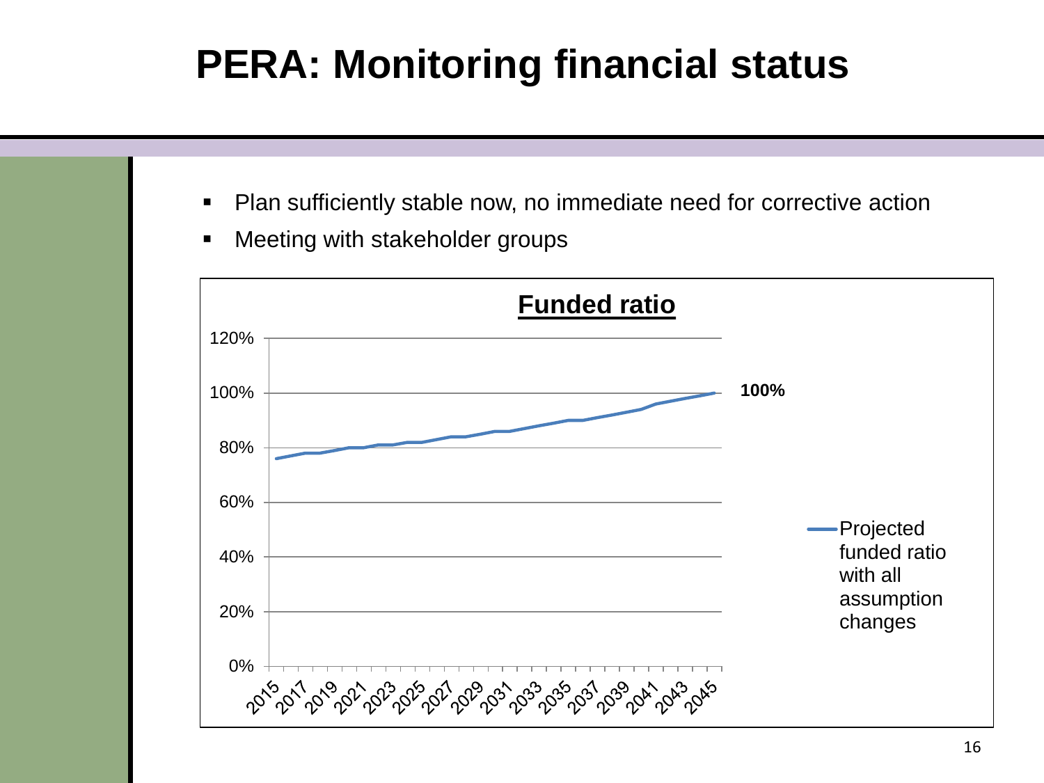# PERA: Monitoring financial status

- Plan sufficiently stable now, no immediate need for corrective action
- Meeting with stakeholder groups

**Funded ratio**

120%
100%
80%
60%
40%
20%
0%

2015 2017 2019 2021 2023 2025 2027 2029 2031 2033 2035 2037 2039 2041 2043 2045

**100%**

Projected funded ratio with all assumption changes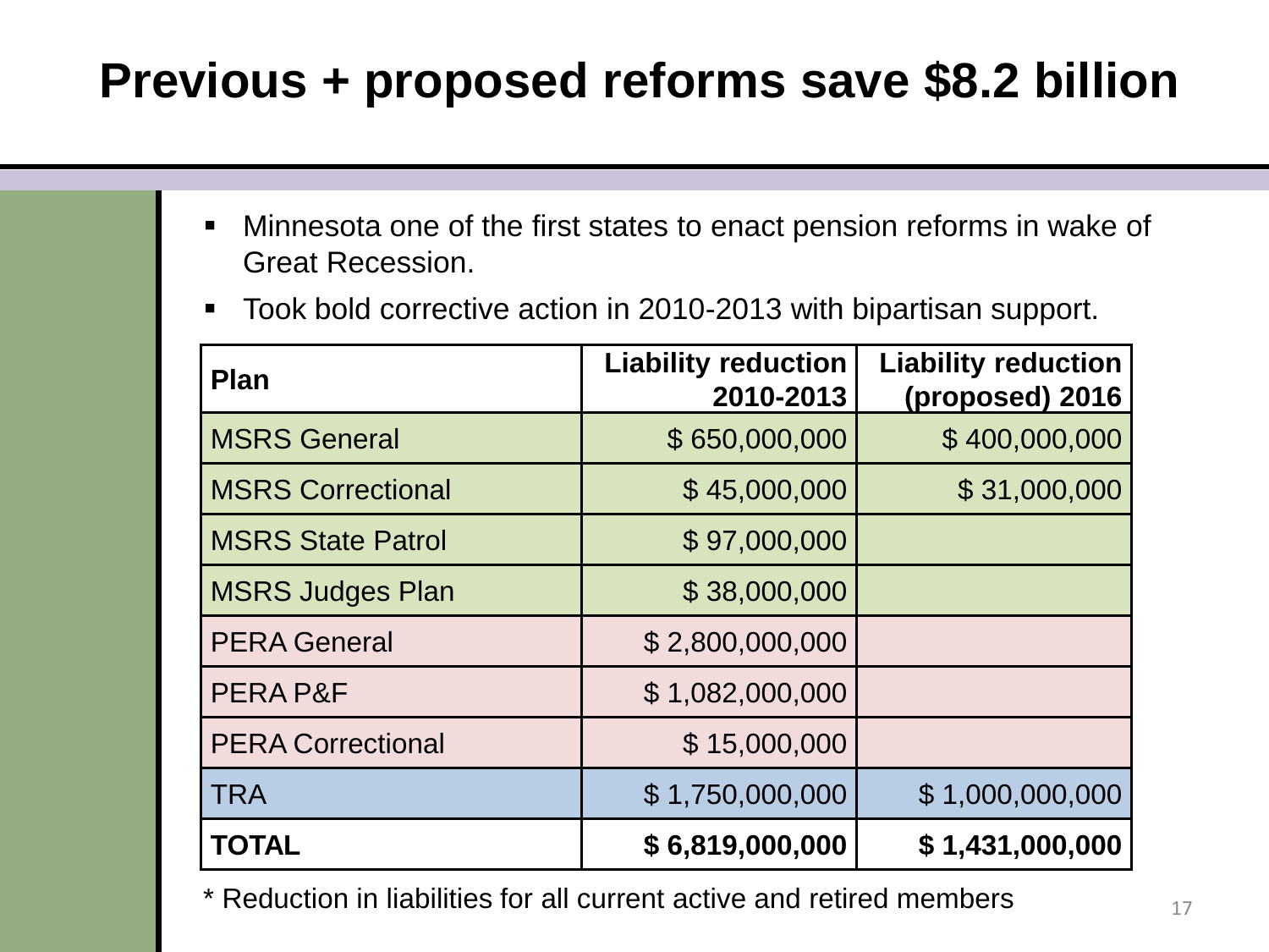# Previous + proposed reforms save $8.2 billion

- Minnesota one of the first states to enact pension reforms in wake of Great Recession.
- Took bold corrective action in 2010-2013 with bipartisan support.

| Plan | Liability reduction 2010-2013 | Liability reduction (proposed) 2016 |
|---|---|---|
| MSRS General | $ 650,000,000 | $ 400,000,000 |
| MSRS Correctional | $ 45,000,000 | $ 31,000,000 |
| MSRS State Patrol | $ 97,000,000 | |
| MSRS Judges Plan | $ 38,000,000 | |
| PERA General | $ 2,800,000,000 | |
| PERA P&F | $ 1,082,000,000 | |
| PERA Correctional | $ 15,000,000 | |
| TRA | $ 1,750,000,000 | $ 1,000,000,000 |
| **TOTAL** | **$ 6,819,000,000** | **$ 1,431,000,000** |

* Reduction in liabilities for all current active and retired members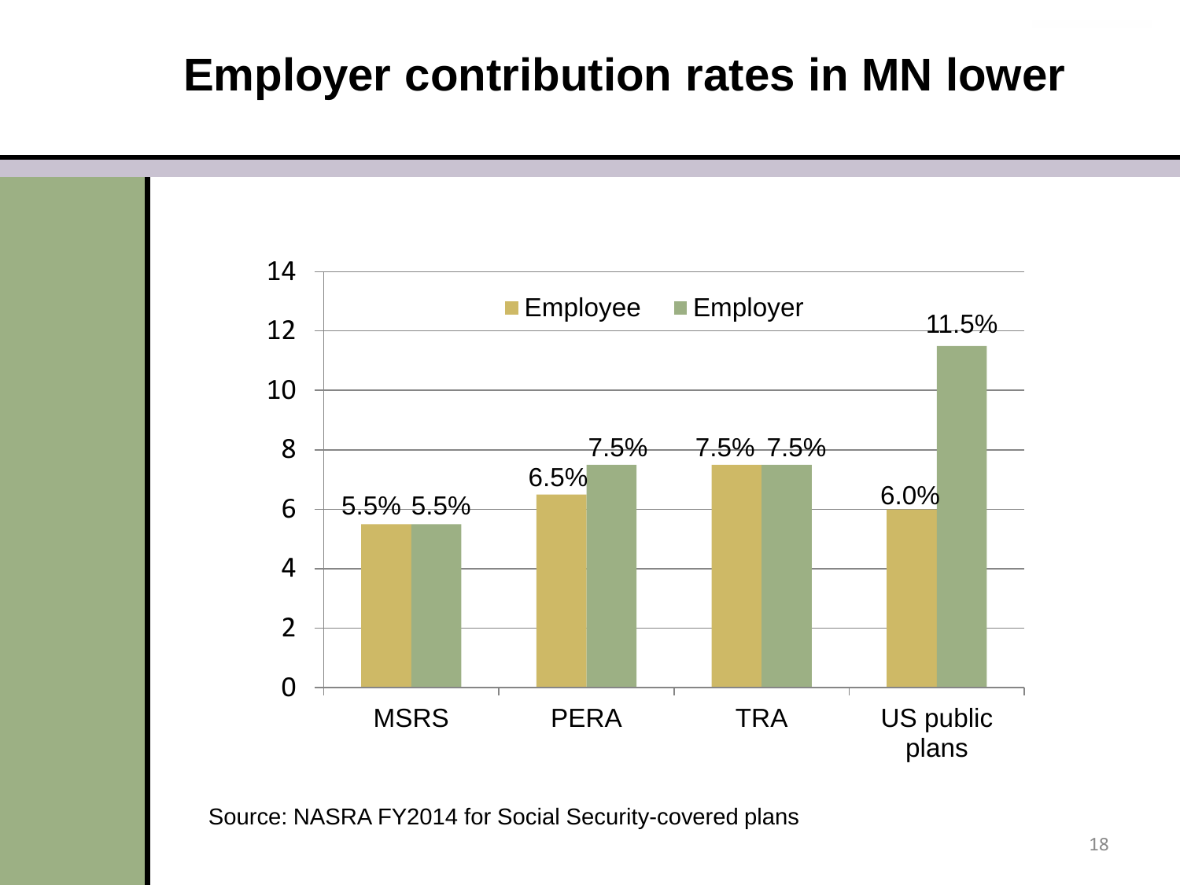# Employer contribution rates in MN lower

| | Employee | Employer |
|---|---|---|
| MSRS | 5.5% | 5.5% |
| PERA | 6.5% | 7.5% |
| TRA | 7.5% | 7.5% |
| US public plans | 6.0% | 11.5% |

Source: NASRA FY2014 for Social Security-covered plans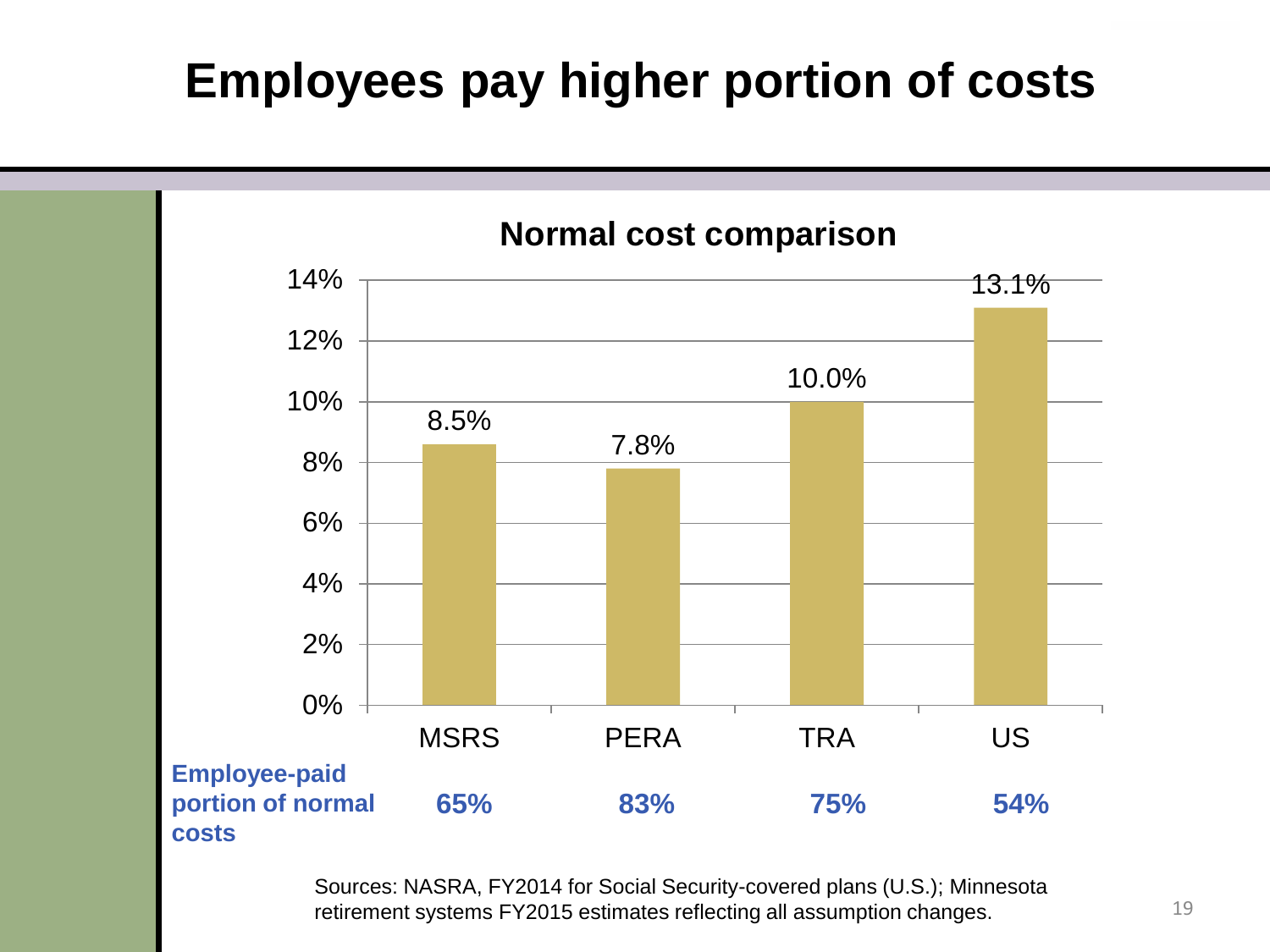# Employees pay higher portion of costs

**Normal cost comparison**

| | MSRS | PERA | TRA | US |
|---|---|---|---|---|
| Normal cost | 8.5% | 7.8% | 10.0% | 13.1% |
| **Employee-paid portion of normal costs** | **65%** | **83%** | **75%** | **54%** |

Sources: NASRA, FY2014 for Social Security-covered plans (U.S.); Minnesota retirement systems FY2015 estimates reflecting all assumption changes.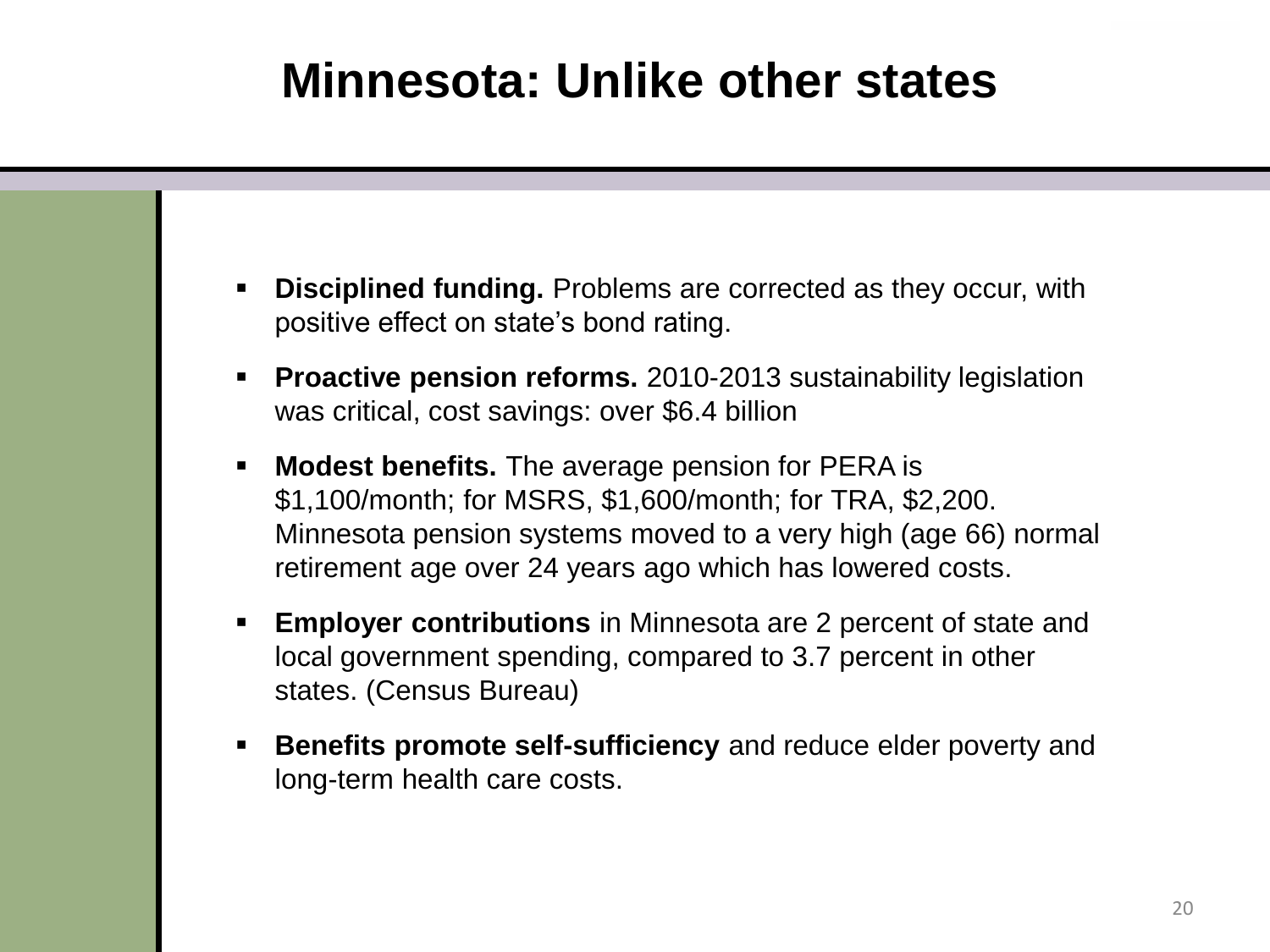# Minnesota: Unlike other states

- **Disciplined funding.** Problems are corrected as they occur, with positive effect on state's bond rating.
- **Proactive pension reforms.** 2010-2013 sustainability legislation was critical, cost savings: over $6.4 billion
- **Modest benefits.** The average pension for PERA is $1,100/month; for MSRS, $1,600/month; for TRA, $2,200. Minnesota pension systems moved to a very high (age 66) normal retirement age over 24 years ago which has lowered costs.
- **Employer contributions** in Minnesota are 2 percent of state and local government spending, compared to 3.7 percent in other states. (Census Bureau)
- **Benefits promote self-sufficiency** and reduce elder poverty and long-term health care costs.